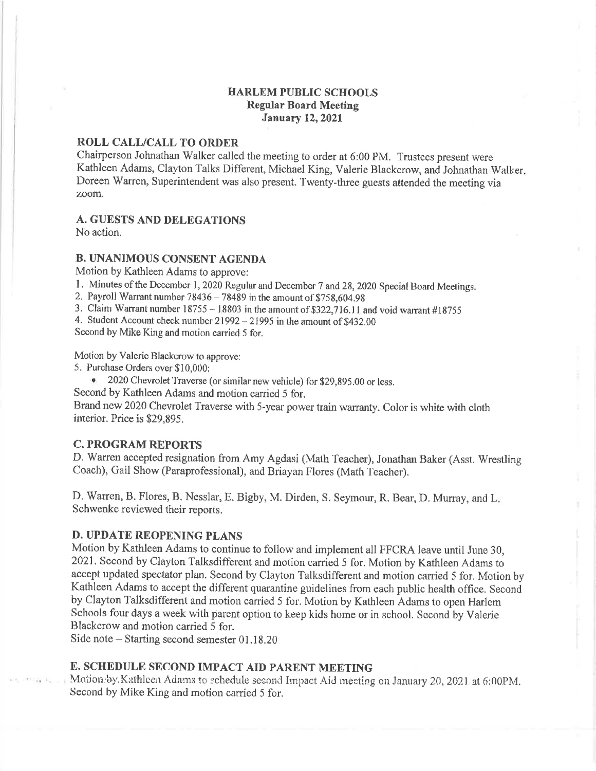# HARLEM PUBLIC SCHOOLS
## Regular Board Meeting
## January 12, 2021

### ROLL CALL/CALL TO ORDER

Chairperson Johnathan Walker called the meeting to order at 6:00 PM. Trustees present were Kathleen Adams, Clayton Talks Different, Michael King, Valerie Blackcrow, and Johnathan Walker. Doreen Warren, Superintendent was also present. Twenty-three guests attended the meeting via zoom.

### A. GUESTS AND DELEGATIONS

No action.

### B. UNANIMOUS CONSENT AGENDA

Motion by Kathleen Adams to approve:

1. Minutes of the December 1, 2020 Regular and December 7 and 28, 2020 Special Board Meetings.
2. Payroll Warrant number 78436 – 78489 in the amount of $758,604.98
3. Claim Warrant number 18755 – 18803 in the amount of $322,716.11 and void warrant #18755
4. Student Account check number 21992 – 21995 in the amount of $432.00

Second by Mike King and motion carried 5 for.

Motion by Valerie Blackcrow to approve:

5. Purchase Orders over $10,000:
   - 2020 Chevrolet Traverse (or similar new vehicle) for $29,895.00 or less.

Second by Kathleen Adams and motion carried 5 for.

Brand new 2020 Chevrolet Traverse with 5-year power train warranty. Color is white with cloth interior. Price is $29,895.

### C. PROGRAM REPORTS

D. Warren accepted resignation from Amy Agdasi (Math Teacher), Jonathan Baker (Asst. Wrestling Coach), Gail Show (Paraprofessional), and Briayan Flores (Math Teacher).

D. Warren, B. Flores, B. Nesslar, E. Bigby, M. Dirden, S. Seymour, R. Bear, D. Murray, and L. Schwenke reviewed their reports.

### D. UPDATE REOPENING PLANS

Motion by Kathleen Adams to continue to follow and implement all FFCRA leave until June 30, 2021. Second by Clayton Talksdifferent and motion carried 5 for. Motion by Kathleen Adams to accept updated spectator plan. Second by Clayton Talksdifferent and motion carried 5 for. Motion by Kathleen Adams to accept the different quarantine guidelines from each public health office. Second by Clayton Talksdifferent and motion carried 5 for. Motion by Kathleen Adams to open Harlem Schools four days a week with parent option to keep kids home or in school. Second by Valerie Blackcrow and motion carried 5 for.

Side note – Starting second semester 01.18.20

### E. SCHEDULE SECOND IMPACT AID PARENT MEETING

Motion by Kathleen Adams to schedule second Impact Aid meeting on January 20, 2021 at 6:00PM. Second by Mike King and motion carried 5 for.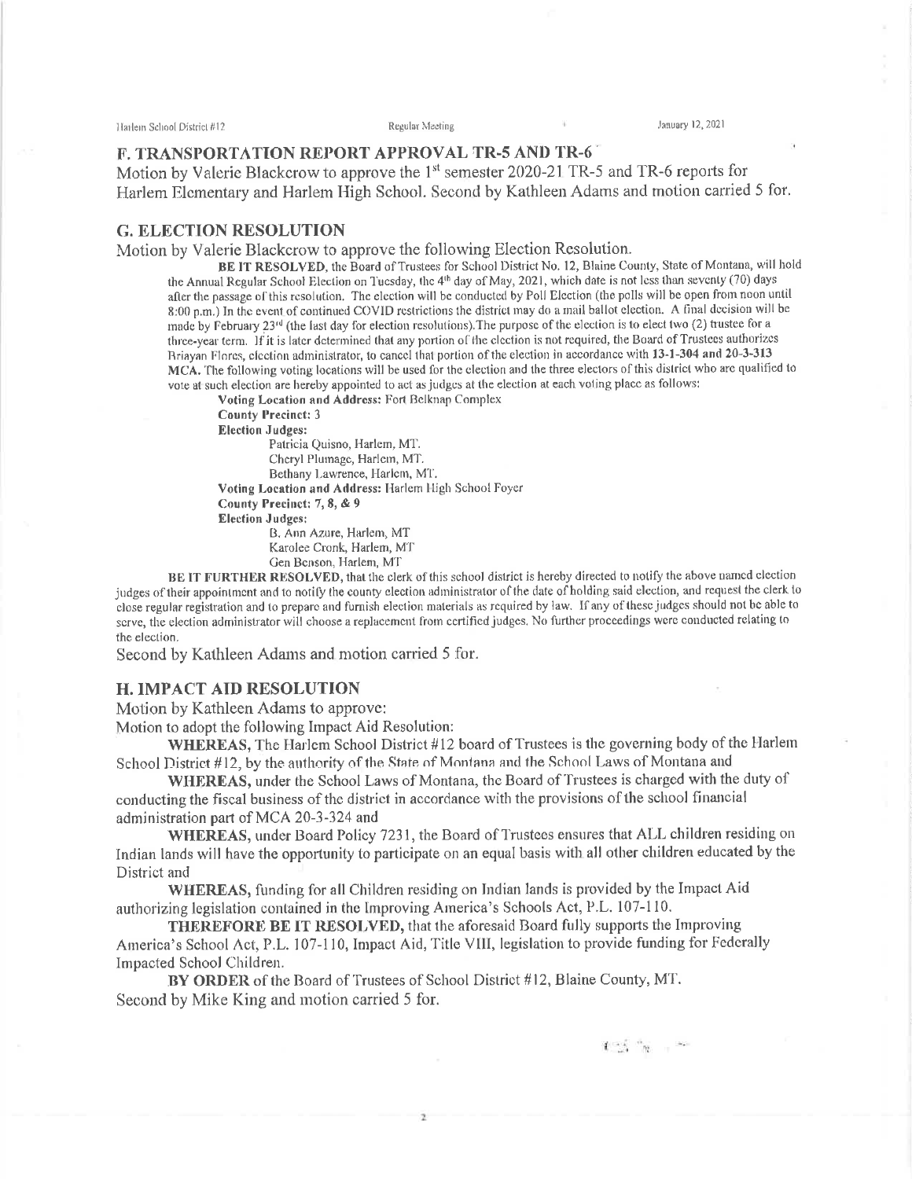## F. TRANSPORTATION REPORT APPROVAL TR-5 AND TR-6

Motion by Valerie Blackcrow to approve the 1st semester 2020-21 TR-5 and TR-6 reports for Harlem Elementary and Harlem High School. Second by Kathleen Adams and motion carried 5 for.

## G. ELECTION RESOLUTION

Motion by Valerie Blackcrow to approve the following Election Resolution.

**BE IT RESOLVED**, the Board of Trustees for School District No. 12, Blaine County, State of Montana, will hold the Annual Regular School Election on Tuesday, the 4th day of May, 2021, which date is not less than seventy (70) days after the passage of this resolution. The election will be conducted by Poll Election (the polls will be open from noon until 8:00 p.m.) In the event of continued COVID restrictions the district may do a mail ballot election. A final decision will be made by February 23rd (the last day for election resolutions).The purpose of the election is to elect two (2) trustee for a three-year term. If it is later determined that any portion of the election is not required, the Board of Trustees authorizes Briayan Flores, election administrator, to cancel that portion of the election in accordance with **13-1-304 and 20-3-313 MCA.** The following voting locations will be used for the election and the three electors of this district who are qualified to vote at such election are hereby appointed to act as judges at the election at each voting place as follows:

**Voting Location and Address:** Fort Belknap Complex
**County Precinct:** 3
**Election Judges:**
Patricia Quisno, Harlem, MT.
Cheryl Plumage, Harlem, MT.
Bethany Lawrence, Harlem, MT.

**Voting Location and Address:** Harlem High School Foyer
**County Precinct: 7, 8, & 9**
**Election Judges:**
B. Ann Azure, Harlem, MT
Karolee Cronk, Harlem, MT
Gen Benson, Harlem, MT

**BE IT FURTHER RESOLVED**, that the clerk of this school district is hereby directed to notify the above named election judges of their appointment and to notify the county election administrator of the date of holding said election, and request the clerk to close regular registration and to prepare and furnish election materials as required by law. If any of these judges should not be able to serve, the election administrator will choose a replacement from certified judges. No further proceedings were conducted relating to the election.

Second by Kathleen Adams and motion carried 5 for.

## H. IMPACT AID RESOLUTION

Motion by Kathleen Adams to approve:

Motion to adopt the following Impact Aid Resolution:

**WHEREAS,** The Harlem School District #12 board of Trustees is the governing body of the Harlem School District #12, by the authority of the State of Montana and the School Laws of Montana and

**WHEREAS,** under the School Laws of Montana, the Board of Trustees is charged with the duty of conducting the fiscal business of the district in accordance with the provisions of the school financial administration part of MCA 20-3-324 and

**WHEREAS,** under Board Policy 7231, the Board of Trustees ensures that ALL children residing on Indian lands will have the opportunity to participate on an equal basis with all other children educated by the District and

**WHEREAS,** funding for all Children residing on Indian lands is provided by the Impact Aid authorizing legislation contained in the Improving America's Schools Act, P.L. 107-110.

**THEREFORE BE IT RESOLVED,** that the aforesaid Board fully supports the Improving America's School Act, P.L. 107-110, Impact Aid, Title VIII, legislation to provide funding for Federally Impacted School Children.

**BY ORDER** of the Board of Trustees of School District #12, Blaine County, MT.

Second by Mike King and motion carried 5 for.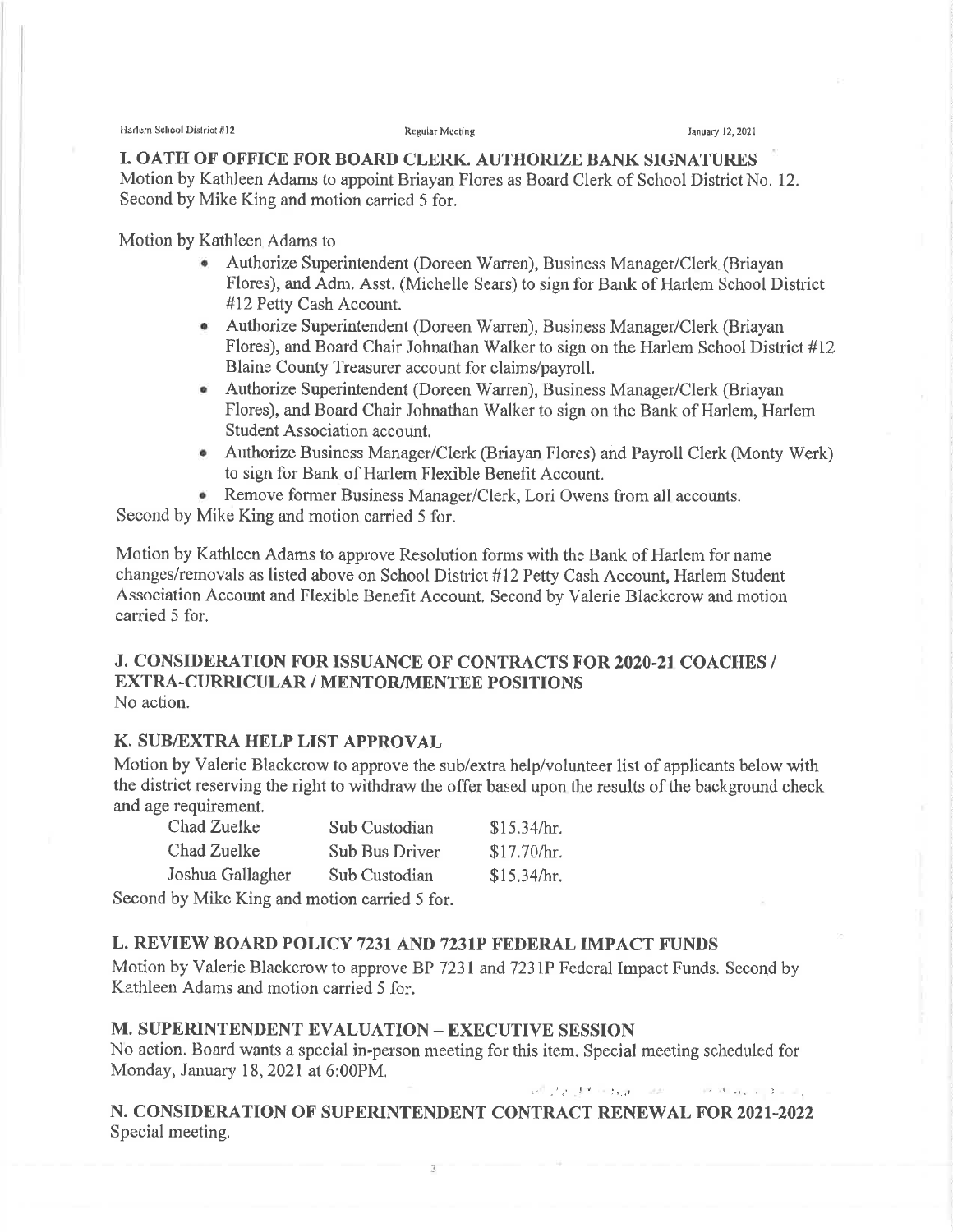## I. OATH OF OFFICE FOR BOARD CLERK. AUTHORIZE BANK SIGNATURES

Motion by Kathleen Adams to appoint Briayan Flores as Board Clerk of School District No. 12. Second by Mike King and motion carried 5 for.

Motion by Kathleen Adams to

- Authorize Superintendent (Doreen Warren), Business Manager/Clerk (Briayan Flores), and Adm. Asst. (Michelle Sears) to sign for Bank of Harlem School District #12 Petty Cash Account.
- Authorize Superintendent (Doreen Warren), Business Manager/Clerk (Briayan Flores), and Board Chair Johnathan Walker to sign on the Harlem School District #12 Blaine County Treasurer account for claims/payroll.
- Authorize Superintendent (Doreen Warren), Business Manager/Clerk (Briayan Flores), and Board Chair Johnathan Walker to sign on the Bank of Harlem, Harlem Student Association account.
- Authorize Business Manager/Clerk (Briayan Flores) and Payroll Clerk (Monty Werk) to sign for Bank of Harlem Flexible Benefit Account.
- Remove former Business Manager/Clerk, Lori Owens from all accounts.

Second by Mike King and motion carried 5 for.

Motion by Kathleen Adams to approve Resolution forms with the Bank of Harlem for name changes/removals as listed above on School District #12 Petty Cash Account, Harlem Student Association Account and Flexible Benefit Account. Second by Valerie Blackcrow and motion carried 5 for.

## J. CONSIDERATION FOR ISSUANCE OF CONTRACTS FOR 2020-21 COACHES / EXTRA-CURRICULAR / MENTOR/MENTEE POSITIONS

No action.

## K. SUB/EXTRA HELP LIST APPROVAL

Motion by Valerie Blackcrow to approve the sub/extra help/volunteer list of applicants below with the district reserving the right to withdraw the offer based upon the results of the background check and age requirement.

| | | |
|---|---|---|
| Chad Zuelke | Sub Custodian | $15.34/hr. |
| Chad Zuelke | Sub Bus Driver | $17.70/hr. |
| Joshua Gallagher | Sub Custodian | $15.34/hr. |

Second by Mike King and motion carried 5 for.

## L. REVIEW BOARD POLICY 7231 AND 7231P FEDERAL IMPACT FUNDS

Motion by Valerie Blackcrow to approve BP 7231 and 7231P Federal Impact Funds. Second by Kathleen Adams and motion carried 5 for.

## M. SUPERINTENDENT EVALUATION – EXECUTIVE SESSION

No action. Board wants a special in-person meeting for this item. Special meeting scheduled for Monday, January 18, 2021 at 6:00PM.

## N. CONSIDERATION OF SUPERINTENDENT CONTRACT RENEWAL FOR 2021-2022

Special meeting.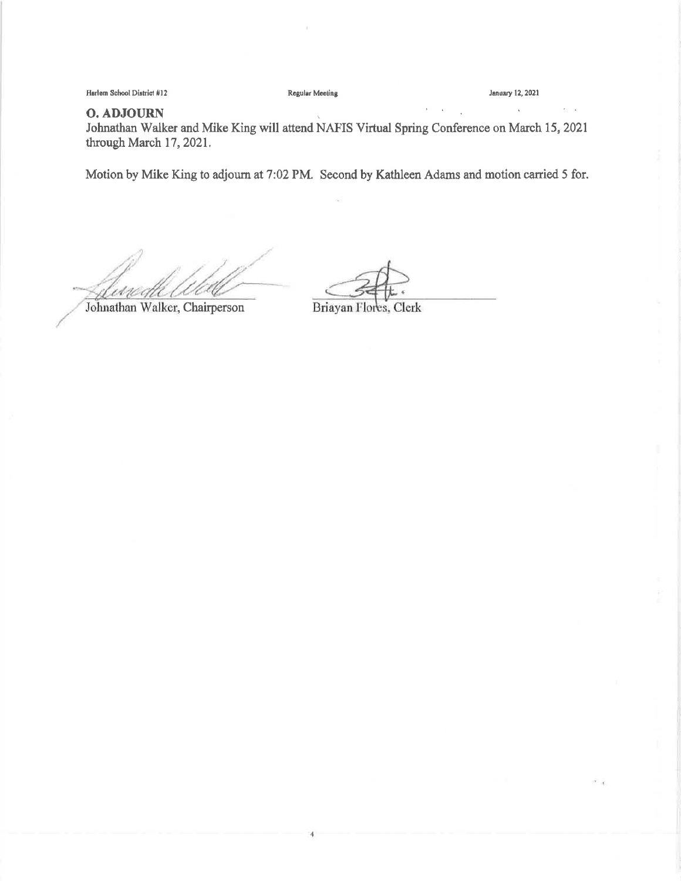## O. ADJOURN

Johnathan Walker and Mike King will attend NAFIS Virtual Spring Conference on March 15, 2021 through March 17, 2021.

Motion by Mike King to adjourn at 7:02 PM. Second by Kathleen Adams and motion carried 5 for.

Johnathan Walker, Chairperson

Briayan Flores, Clerk